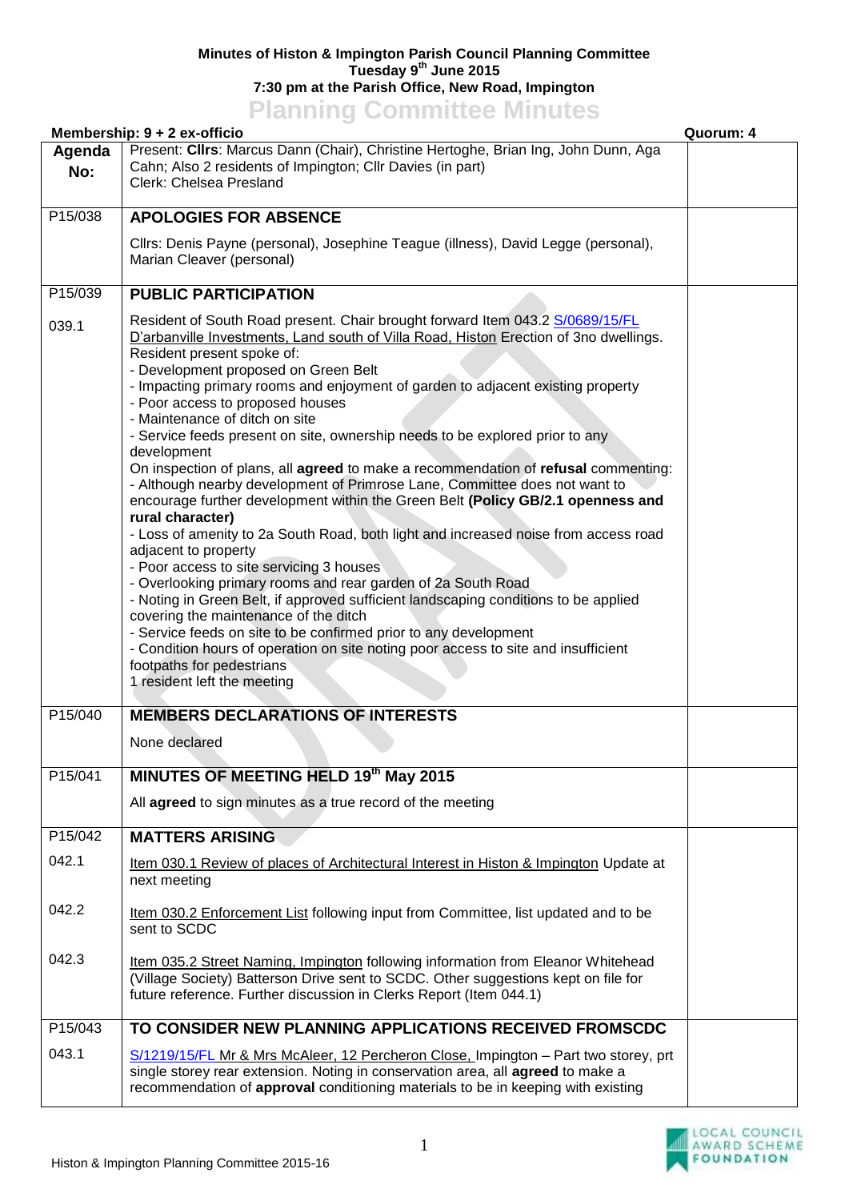**Minutes of Histon & Impington Parish Council Planning Committee**
**Tuesday 9th June 2015**
**7:30 pm at the Parish Office, New Road, Impington**

# Planning Committee Minutes

**Membership: 9 + 2 ex-officio** **Quorum: 4**

| Agenda No: | Present: **Cllrs**: Marcus Dann (Chair), Christine Hertoghe, Brian Ing, John Dunn, Aga Cahn; Also 2 residents of Impington; Cllr Davies (in part)<br>Clerk: Chelsea Presland | |
|---|---|---|
| P15/038 | **APOLOGIES FOR ABSENCE**<br><br>Cllrs: Denis Payne (personal), Josephine Teague (illness), David Legge (personal), Marian Cleaver (personal) | |
| P15/039<br><br>039.1 | **PUBLIC PARTICIPATION**<br><br>Resident of South Road present. Chair brought forward Item 043.2 S/0689/15/FL D'arbanville Investments, Land south of Villa Road, Histon Erection of 3no dwellings.<br>Resident present spoke of:<br>- Development proposed on Green Belt<br>- Impacting primary rooms and enjoyment of garden to adjacent existing property<br>- Poor access to proposed houses<br>- Maintenance of ditch on site<br>- Service feeds present on site, ownership needs to be explored prior to any development<br>On inspection of plans, all **agreed** to make a recommendation of **refusal** commenting:<br>- Although nearby development of Primrose Lane, Committee does not want to encourage further development within the Green Belt **(Policy GB/2.1 openness and rural character)**<br>- Loss of amenity to 2a South Road, both light and increased noise from access road adjacent to property<br>- Poor access to site servicing 3 houses<br>- Overlooking primary rooms and rear garden of 2a South Road<br>- Noting in Green Belt, if approved sufficient landscaping conditions to be applied covering the maintenance of the ditch<br>- Service feeds on site to be confirmed prior to any development<br>- Condition hours of operation on site noting poor access to site and insufficient footpaths for pedestrians<br>1 resident left the meeting | |
| P15/040 | **MEMBERS DECLARATIONS OF INTERESTS**<br><br>None declared | |
| P15/041 | **MINUTES OF MEETING HELD 19th May 2015**<br><br>All **agreed** to sign minutes as a true record of the meeting | |
| P15/042<br><br>042.1<br><br>042.2<br><br>042.3 | **MATTERS ARISING**<br><br>Item 030.1 Review of places of Architectural Interest in Histon & Impington Update at next meeting<br><br>Item 030.2 Enforcement List following input from Committee, list updated and to be sent to SCDC<br><br>Item 035.2 Street Naming, Impington following information from Eleanor Whitehead (Village Society) Batterson Drive sent to SCDC. Other suggestions kept on file for future reference. Further discussion in Clerks Report (Item 044.1) | |
| P15/043<br><br>043.1 | **TO CONSIDER NEW PLANNING APPLICATIONS RECEIVED FROMSCDC**<br><br>S/1219/15/FL Mr & Mrs McAleer, 12 Percheron Close, Impington – Part two storey, prt single storey rear extension. Noting in conservation area, all **agreed** to make a recommendation of **approval** conditioning materials to be in keeping with existing | |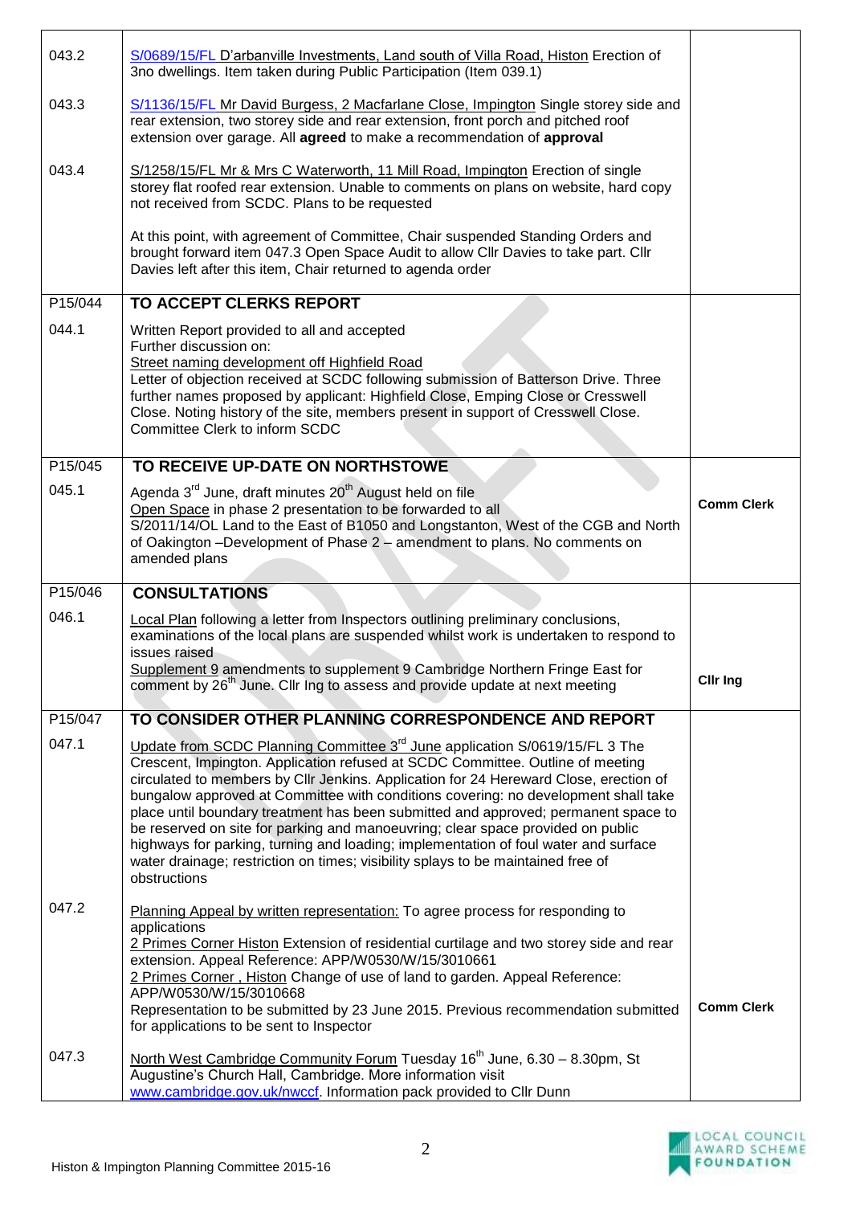| | | |
|---|---|---|
| 043.2 | S/0689/15/FL D'arbanville Investments, Land south of Villa Road, Histon Erection of 3no dwellings. Item taken during Public Participation (Item 039.1) | |
| 043.3 | S/1136/15/FL Mr David Burgess, 2 Macfarlane Close, Impington Single storey side and rear extension, two storey side and rear extension, front porch and pitched roof extension over garage. All **agreed** to make a recommendation of **approval** | |
| 043.4 | S/1258/15/FL Mr & Mrs C Waterworth, 11 Mill Road, Impington Erection of single storey flat roofed rear extension. Unable to comments on plans on website, hard copy not received from SCDC. Plans to be requested<br><br>At this point, with agreement of Committee, Chair suspended Standing Orders and brought forward item 047.3 Open Space Audit to allow Cllr Davies to take part. Cllr Davies left after this item, Chair returned to agenda order | |
| P15/044 | **TO ACCEPT CLERKS REPORT** | |
| 044.1 | Written Report provided to all and accepted<br>Further discussion on:<br>Street naming development off Highfield Road<br>Letter of objection received at SCDC following submission of Batterson Drive. Three further names proposed by applicant: Highfield Close, Emping Close or Cresswell Close. Noting history of the site, members present in support of Cresswell Close. Committee Clerk to inform SCDC | |
| P15/045 | **TO RECEIVE UP-DATE ON NORTHSTOWE** | |
| 045.1 | Agenda 3rd June, draft minutes 20th August held on file<br>Open Space in phase 2 presentation to be forwarded to all<br>S/2011/14/OL Land to the East of B1050 and Longstanton, West of the CGB and North of Oakington –Development of Phase 2 – amendment to plans. No comments on amended plans | **Comm Clerk** |
| P15/046 | **CONSULTATIONS** | |
| 046.1 | Local Plan following a letter from Inspectors outlining preliminary conclusions, examinations of the local plans are suspended whilst work is undertaken to respond to issues raised<br>Supplement 9 amendments to supplement 9 Cambridge Northern Fringe East for comment by 26th June. Cllr Ing to assess and provide update at next meeting | **Cllr Ing** |
| P15/047 | **TO CONSIDER OTHER PLANNING CORRESPONDENCE AND REPORT** | |
| 047.1 | Update from SCDC Planning Committee 3rd June application S/0619/15/FL 3 The Crescent, Impington. Application refused at SCDC Committee. Outline of meeting circulated to members by Cllr Jenkins. Application for 24 Hereward Close, erection of bungalow approved at Committee with conditions covering: no development shall take place until boundary treatment has been submitted and approved; permanent space to be reserved on site for parking and manoeuvring; clear space provided on public highways for parking, turning and loading; implementation of foul water and surface water drainage; restriction on times; visibility splays to be maintained free of obstructions | |
| 047.2 | Planning Appeal by written representation: To agree process for responding to applications<br>2 Primes Corner Histon Extension of residential curtilage and two storey side and rear extension. Appeal Reference: APP/W0530/W/15/3010661<br>2 Primes Corner , Histon Change of use of land to garden. Appeal Reference: APP/W0530/W/15/3010668<br>Representation to be submitted by 23 June 2015. Previous recommendation submitted for applications to be sent to Inspector | **Comm Clerk** |
| 047.3 | North West Cambridge Community Forum Tuesday 16th June, 6.30 – 8.30pm, St Augustine's Church Hall, Cambridge. More information visit www.cambridge.gov.uk/nwccf. Information pack provided to Cllr Dunn | |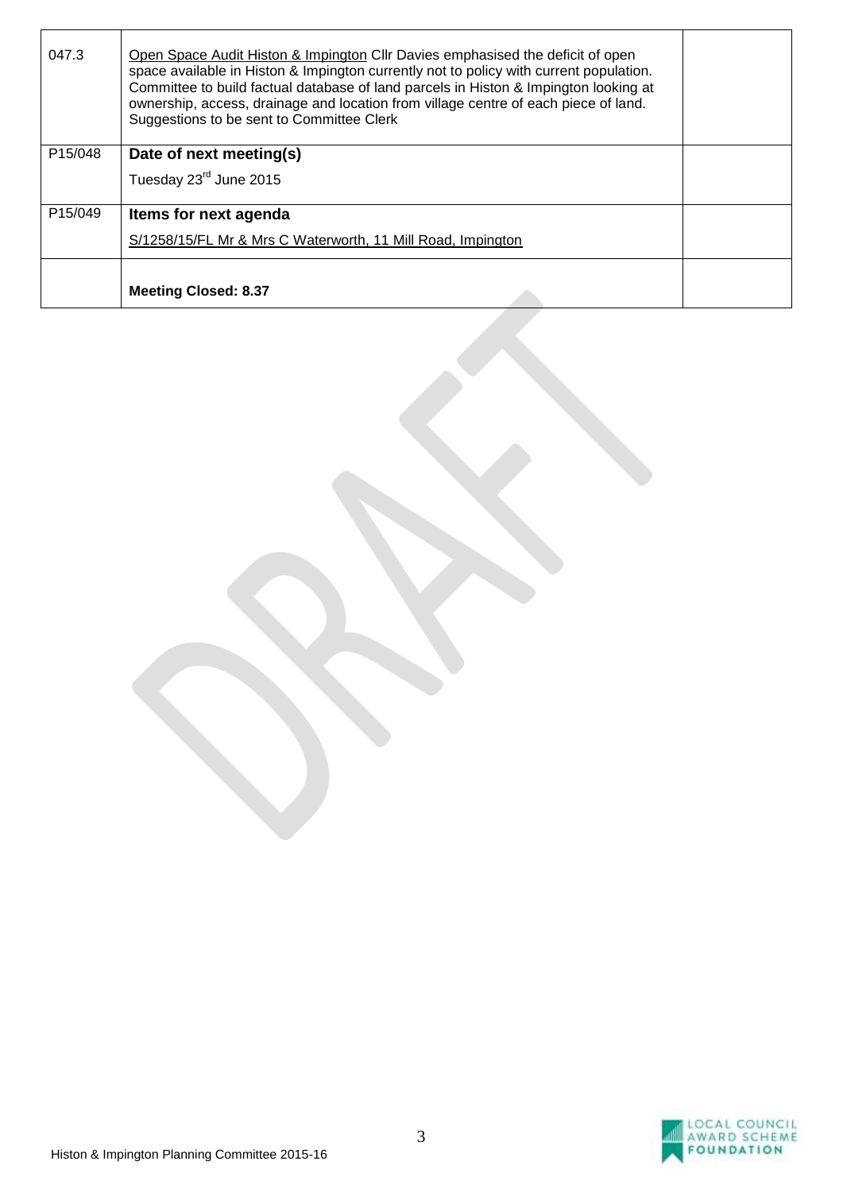| | | |
|---|---|---|
| 047.3 | Open Space Audit Histon & Impington Cllr Davies emphasised the deficit of open space available in Histon & Impington currently not to policy with current population. Committee to build factual database of land parcels in Histon & Impington looking at ownership, access, drainage and location from village centre of each piece of land. Suggestions to be sent to Committee Clerk | |
| P15/048 | **Date of next meeting(s)**<br>Tuesday 23rd June 2015 | |
| P15/049 | **Items for next agenda**<br>S/1258/15/FL Mr & Mrs C Waterworth, 11 Mill Road, Impington | |
| | **Meeting Closed: 8.37** | |

DRAFT

Histon & Impington Planning Committee 2015-16

LOCAL COUNCIL AWARD SCHEME FOUNDATION